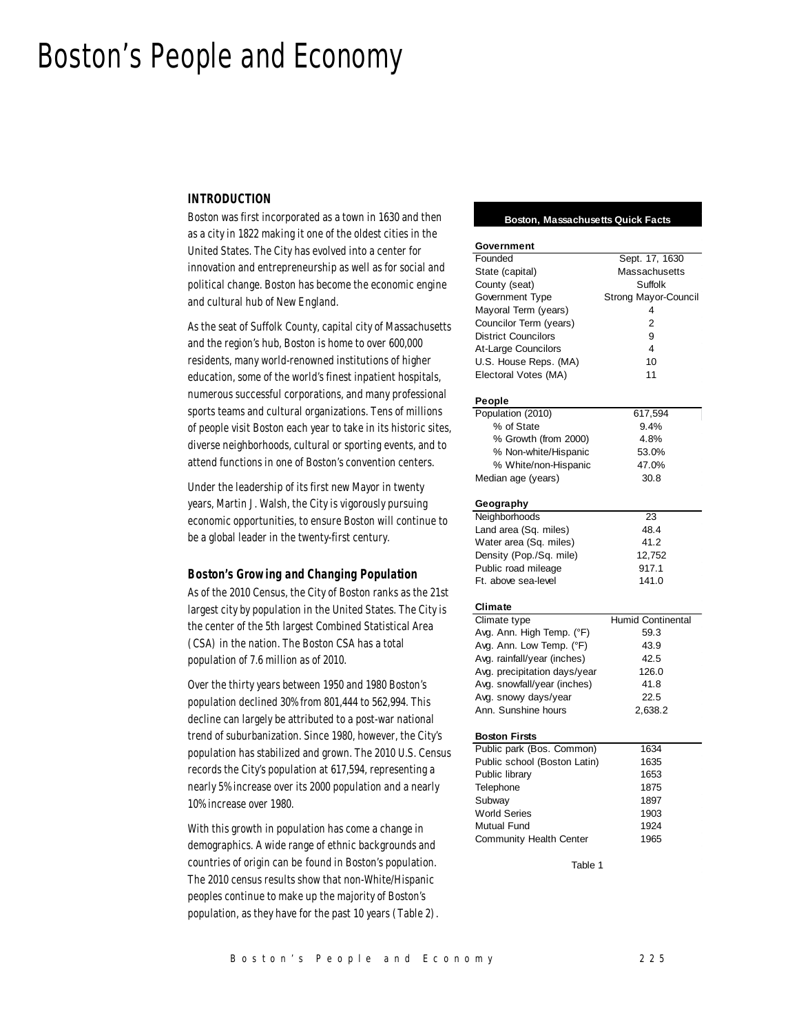# Boston's People and Economy

### INTRODUCTION

Boston was first incorporated as a town in 1630 and then as a city in 1822 making it one of the oldest cities in the United States. The City has evolved into a center for innovation and entrepreneurship as well as for social and political change. Boston has become the economic engine and cultural hub of New England.

As the seat of Suffolk County, capital city of Massachusetts and the region's hub, Boston is home to over 600,000 residents, many world-renowned institutions of higher education, some of the world's finest inpatient hospitals, numerous successful corporations, and many professional sports teams and cultural organizations. Tens of millions of people visit Boston each year to take in its historic sites, diverse neighborhoods, cultural or sporting events, and to attend functions in one of Boston's convention centers.

Under the leadership of its first new Mayor in twenty years, Martin J. Walsh, the City is vigorously pursuing economic opportunities, to ensure Boston will continue to be a global leader in the twenty-first century.

### Boston's Growing and Changing Population

As of the 2010 Census, the City of Boston ranks as the 21st largest city by population in the United States. The City is the center of the 5th largest Combined Statistical Area (CSA) in the nation. The Boston CSA has a total population of 7.6 million as of 2010.

Over the thirty years between 1950 and 1980 Boston's population declined 30% from 801,444 to 562,994. This decline can largely be attributed to a post-war national trend of suburbanization. Since 1980, however, the City's population has stabilized and grown. The 2010 U.S. Census records the City's population at 617,594, representing a nearly 5% increase over its 2000 population and a nearly 10% increase over 1980.

With this growth in population has come a change in demographics. A wide range of ethnic backgrounds and countries of origin can be found in Boston's population. The 2010 census results show that non-White/Hispanic peoples continue to make up the majority of Boston's population, as they have for the past 10 years (Table 2).

**Boston, Massachusetts Quick Facts**

| **Government** | |
|---|---|
| Founded | Sept. 17, 1630 |
| State (capital) | Massachusetts |
| County (seat) | Suffolk |
| Government Type | Strong Mayor-Council |
| Mayoral Term (years) | 4 |
| Councilor Term (years) | 2 |
| District Councilors | 9 |
| At-Large Councilors | 4 |
| U.S. House Reps. (MA) | 10 |
| Electoral Votes (MA) | 11 |
| **People** | |
| Population (2010) | 617,594 |
| % of State | 9.4% |
| % Growth (from 2000) | 4.8% |
| % Non-white/Hispanic | 53.0% |
| % White/non-Hispanic | 47.0% |
| Median age (years) | 30.8 |
| **Geography** | |
| Neighborhoods | 23 |
| Land area (Sq. miles) | 48.4 |
| Water area (Sq. miles) | 41.2 |
| Density (Pop./Sq. mile) | 12,752 |
| Public road mileage | 917.1 |
| Ft. above sea-level | 141.0 |
| **Climate** | |
| Climate type | Humid Continental |
| Avg. Ann. High Temp. (°F) | 59.3 |
| Avg. Ann. Low Temp. (°F) | 43.9 |
| Avg. rainfall/year (inches) | 42.5 |
| Avg. precipitation days/year | 126.0 |
| Avg. snowfall/year (inches) | 41.8 |
| Avg. snowy days/year | 22.5 |
| Ann. Sunshine hours | 2,638.2 |
| **Boston Firsts** | |
| Public park (Bos. Common) | 1634 |
| Public school (Boston Latin) | 1635 |
| Public library | 1653 |
| Telephone | 1875 |
| Subway | 1897 |
| World Series | 1903 |
| Mutual Fund | 1924 |
| Community Health Center | 1965 |

Table 1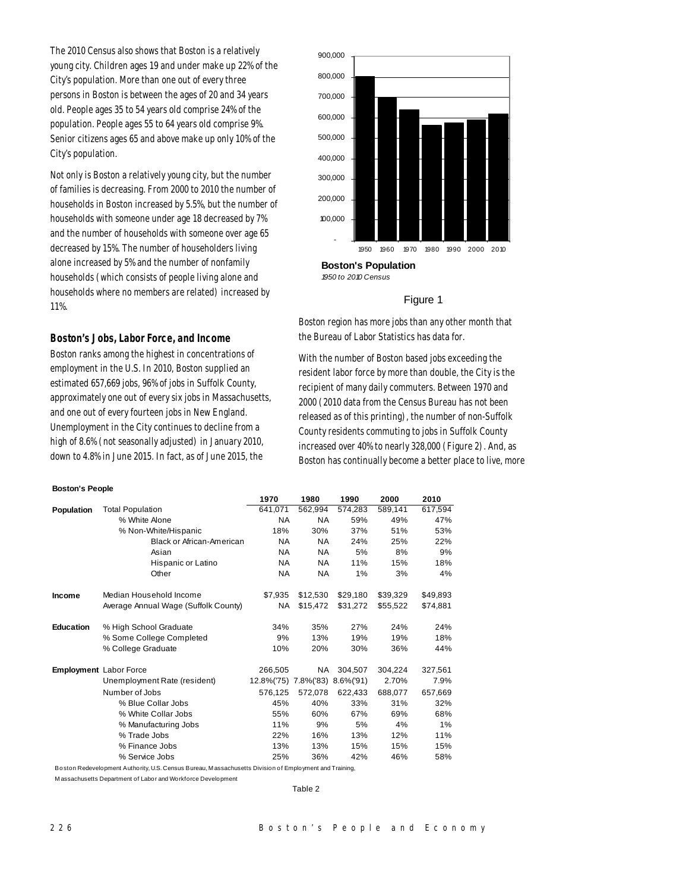The 2010 Census also shows that Boston is a relatively young city. Children ages 19 and under make up 22% of the City's population. More than one out of every three persons in Boston is between the ages of 20 and 34 years old. People ages 35 to 54 years old comprise 24% of the population. People ages 55 to 64 years old comprise 9%. Senior citizens ages 65 and above make up only 10% of the City's population.

Not only is Boston a relatively young city, but the number of families is decreasing. From 2000 to 2010 the number of households in Boston increased by 5.5%, but the number of households with someone under age 18 decreased by 7% and the number of households with someone over age 65 decreased by 15%. The number of householders living alone increased by 5% and the number of nonfamily households (which consists of people living alone and households where no members are related) increased by 11%.

**Boston's Population**
*1950 to 2010 Census*

Figure 1

## Boston's Jobs, Labor Force, and Income

Boston ranks among the highest in concentrations of employment in the U.S. In 2010, Boston supplied an estimated 657,669 jobs, 96% of jobs in Suffolk County, approximately one out of every six jobs in Massachusetts, and one out of every fourteen jobs in New England. Unemployment in the City continues to decline from a high of 8.6% (not seasonally adjusted) in January 2010, down to 4.8% in June 2015. In fact, as of June 2015, the Boston region has more jobs than any other month that the Bureau of Labor Statistics has data for.

With the number of Boston based jobs exceeding the resident labor force by more than double, the City is the recipient of many daily commuters. Between 1970 and 2000 (2010 data from the Census Bureau has not been released as of this printing), the number of non-Suffolk County residents commuting to jobs in Suffolk County increased over 40% to nearly 328,000 (Figure 2). And, as Boston has continually become a better place to live, more

**Boston's People**

| | | 1970 | 1980 | 1990 | 2000 | 2010 |
|---|---|---|---|---|---|---|
| **Population** | Total Population | 641,071 | 562,994 | 574,283 | 589,141 | 617,594 |
| | % White Alone | NA | NA | 59% | 49% | 47% |
| | % Non-White/Hispanic | 18% | 30% | 37% | 51% | 53% |
| | Black or African-American | NA | NA | 24% | 25% | 22% |
| | Asian | NA | NA | 5% | 8% | 9% |
| | Hispanic or Latino | NA | NA | 11% | 15% | 18% |
| | Other | NA | NA | 1% | 3% | 4% |
| **Income** | Median Household Income | $7,935 | $12,530 | $29,180 | $39,329 | $49,893 |
| | Average Annual Wage (Suffolk County) | NA | $15,472 | $31,272 | $55,522 | $74,881 |
| **Education** | % High School Graduate | 34% | 35% | 27% | 24% | 24% |
| | % Some College Completed | 9% | 13% | 19% | 19% | 18% |
| | % College Graduate | 10% | 20% | 30% | 36% | 44% |
| **Employment** | Labor Force | 266,505 | NA | 304,507 | 304,224 | 327,561 |
| | Unemployment Rate (resident) | 12.8%('75) | 7.8%('83) | 8.6%('91) | 2.70% | 7.9% |
| | Number of Jobs | 576,125 | 572,078 | 622,433 | 688,077 | 657,669 |
| | % Blue Collar Jobs | 45% | 40% | 33% | 31% | 32% |
| | % White Collar Jobs | 55% | 60% | 67% | 69% | 68% |
| | % Manufacturing Jobs | 11% | 9% | 5% | 4% | 1% |
| | % Trade Jobs | 22% | 16% | 13% | 12% | 11% |
| | % Finance Jobs | 13% | 13% | 15% | 15% | 15% |
| | % Service Jobs | 25% | 36% | 42% | 46% | 58% |

Boston Redevelopment Authority, U.S. Census Bureau, Massachusetts Division of Employment and Training, Massachusetts Department of Labor and Workforce Development

Table 2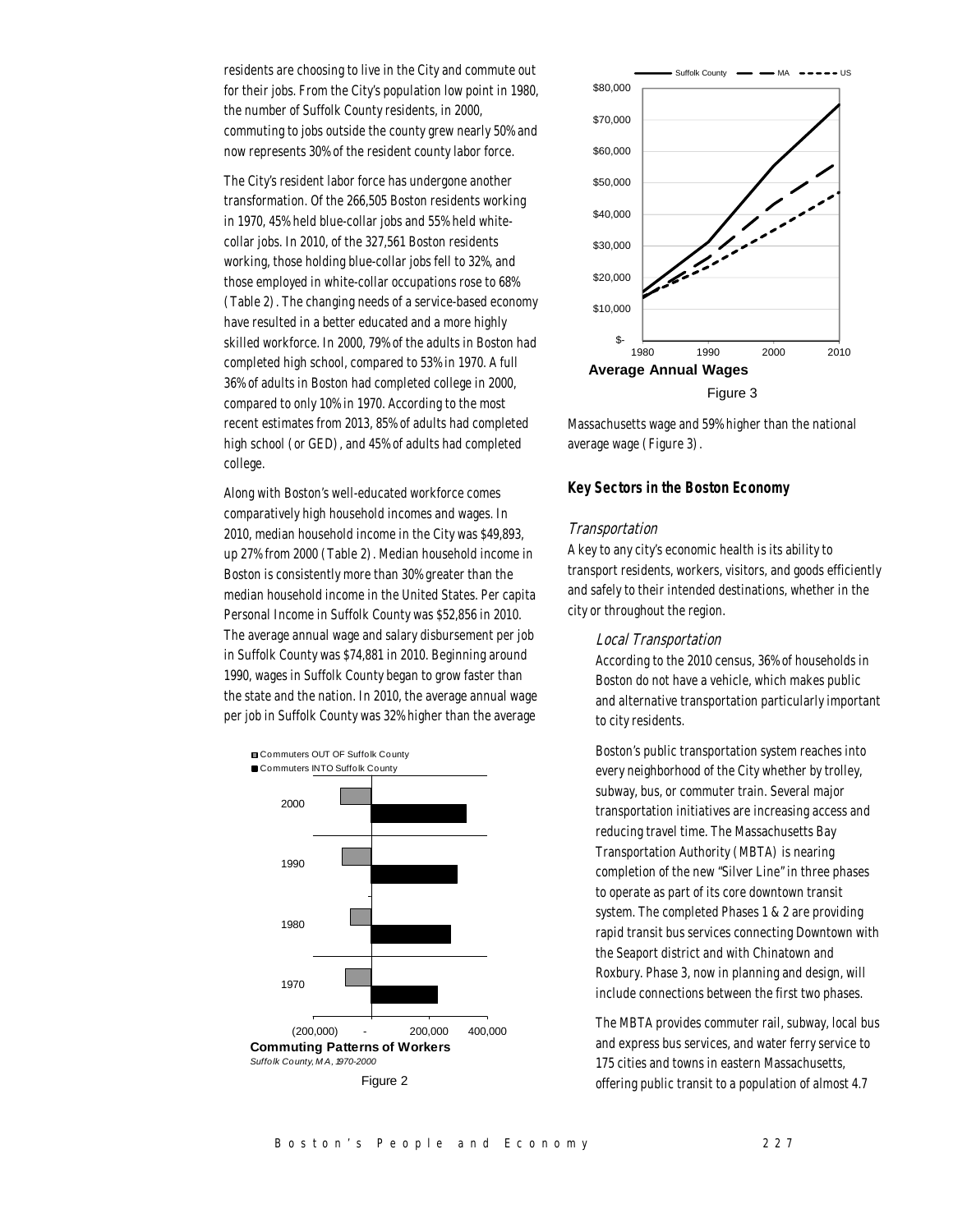residents are choosing to live in the City and commute out for their jobs. From the City's population low point in 1980, the number of Suffolk County residents, in 2000, commuting to jobs outside the county grew nearly 50% and now represents 30% of the resident county labor force.

The City's resident labor force has undergone another transformation. Of the 266,505 Boston residents working in 1970, 45% held blue-collar jobs and 55% held white-collar jobs. In 2010, of the 327,561 Boston residents working, those holding blue-collar jobs fell to 32%, and those employed in white-collar occupations rose to 68% (Table 2). The changing needs of a service-based economy have resulted in a better educated and a more highly skilled workforce. In 2000, 79% of the adults in Boston had completed high school, compared to 53% in 1970. A full 36% of adults in Boston had completed college in 2000, compared to only 10% in 1970. According to the most recent estimates from 2013, 85% of adults had completed high school (or GED), and 45% of adults had completed college.

Along with Boston's well-educated workforce comes comparatively high household incomes and wages. In 2010, median household income in the City was $49,893, up 27% from 2000 (Table 2). Median household income in Boston is consistently more than 30% greater than the median household income in the United States. Per capita Personal Income in Suffolk County was $52,856 in 2010. The average annual wage and salary disbursement per job in Suffolk County was $74,881 in 2010. Beginning around 1990, wages in Suffolk County began to grow faster than the state and the nation. In 2010, the average annual wage per job in Suffolk County was 32% higher than the average Massachusetts wage and 59% higher than the national average wage (Figure 3).

**Commuting Patterns of Workers**
*Suffolk County, MA, 1970-2000*

Figure 2

**Average Annual Wages**

Figure 3

## Key Sectors in the Boston Economy

### *Transportation*

A key to any city's economic health is its ability to transport residents, workers, visitors, and goods efficiently and safely to their intended destinations, whether in the city or throughout the region.

#### *Local Transportation*

According to the 2010 census, 36% of households in Boston do not have a vehicle, which makes public and alternative transportation particularly important to city residents.

Boston's public transportation system reaches into every neighborhood of the City whether by trolley, subway, bus, or commuter train. Several major transportation initiatives are increasing access and reducing travel time. The Massachusetts Bay Transportation Authority (MBTA) is nearing completion of the new "Silver Line" in three phases to operate as part of its core downtown transit system. The completed Phases 1 & 2 are providing rapid transit bus services connecting Downtown with the Seaport district and with Chinatown and Roxbury. Phase 3, now in planning and design, will include connections between the first two phases.

The MBTA provides commuter rail, subway, local bus and express bus services, and water ferry service to 175 cities and towns in eastern Massachusetts, offering public transit to a population of almost 4.7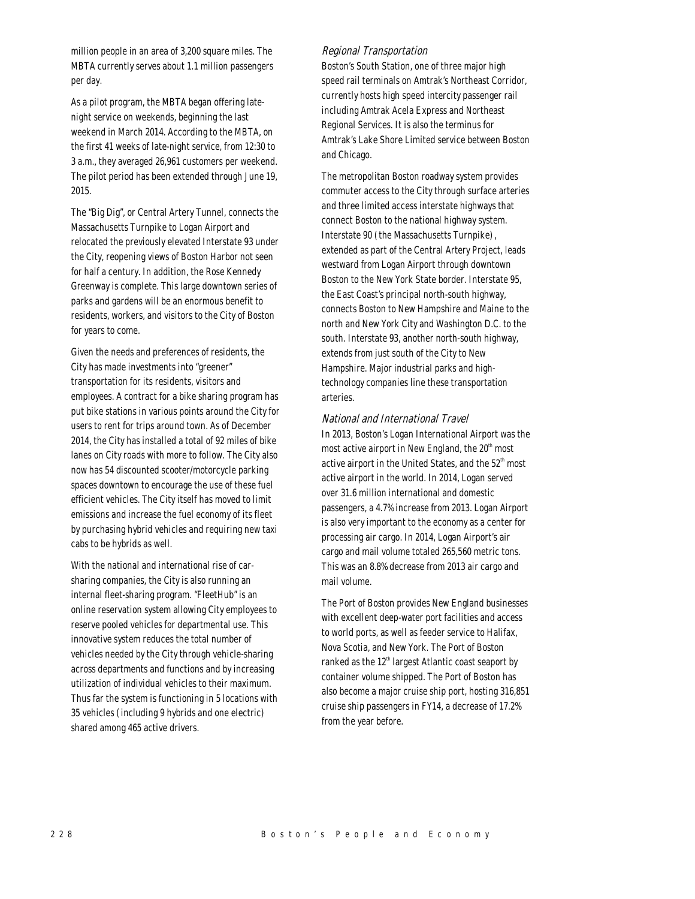million people in an area of 3,200 square miles. The MBTA currently serves about 1.1 million passengers per day.

As a pilot program, the MBTA began offering late-night service on weekends, beginning the last weekend in March 2014. According to the MBTA, on the first 41 weeks of late-night service, from 12:30 to 3 a.m., they averaged 26,961 customers per weekend. The pilot period has been extended through June 19, 2015.

The "Big Dig", or Central Artery Tunnel, connects the Massachusetts Turnpike to Logan Airport and relocated the previously elevated Interstate 93 under the City, reopening views of Boston Harbor not seen for half a century. In addition, the Rose Kennedy Greenway is complete. This large downtown series of parks and gardens will be an enormous benefit to residents, workers, and visitors to the City of Boston for years to come.

Given the needs and preferences of residents, the City has made investments into "greener" transportation for its residents, visitors and employees. A contract for a bike sharing program has put bike stations in various points around the City for users to rent for trips around town. As of December 2014, the City has installed a total of 92 miles of bike lanes on City roads with more to follow. The City also now has 54 discounted scooter/motorcycle parking spaces downtown to encourage the use of these fuel efficient vehicles. The City itself has moved to limit emissions and increase the fuel economy of its fleet by purchasing hybrid vehicles and requiring new taxi cabs to be hybrids as well.

With the national and international rise of car-sharing companies, the City is also running an internal fleet-sharing program. "FleetHub" is an online reservation system allowing City employees to reserve pooled vehicles for departmental use. This innovative system reduces the total number of vehicles needed by the City through vehicle-sharing across departments and functions and by increasing utilization of individual vehicles to their maximum. Thus far the system is functioning in 5 locations with 35 vehicles (including 9 hybrids and one electric) shared among 465 active drivers.

### *Regional Transportation*

Boston's South Station, one of three major high speed rail terminals on Amtrak's Northeast Corridor, currently hosts high speed intercity passenger rail including Amtrak Acela Express and Northeast Regional Services. It is also the terminus for Amtrak's Lake Shore Limited service between Boston and Chicago.

The metropolitan Boston roadway system provides commuter access to the City through surface arteries and three limited access interstate highways that connect Boston to the national highway system. Interstate 90 (the Massachusetts Turnpike), extended as part of the Central Artery Project, leads westward from Logan Airport through downtown Boston to the New York State border. Interstate 95, the East Coast's principal north-south highway, connects Boston to New Hampshire and Maine to the north and New York City and Washington D.C. to the south. Interstate 93, another north-south highway, extends from just south of the City to New Hampshire. Major industrial parks and high-technology companies line these transportation arteries.

### *National and International Travel*

In 2013, Boston's Logan International Airport was the most active airport in New England, the 20th most active airport in the United States, and the 52nd most active airport in the world. In 2014, Logan served over 31.6 million international and domestic passengers, a 4.7% increase from 2013. Logan Airport is also very important to the economy as a center for processing air cargo. In 2014, Logan Airport's air cargo and mail volume totaled 265,560 metric tons. This was an 8.8% decrease from 2013 air cargo and mail volume.

The Port of Boston provides New England businesses with excellent deep-water port facilities and access to world ports, as well as feeder service to Halifax, Nova Scotia, and New York. The Port of Boston ranked as the 12th largest Atlantic coast seaport by container volume shipped. The Port of Boston has also become a major cruise ship port, hosting 316,851 cruise ship passengers in FY14, a decrease of 17.2% from the year before.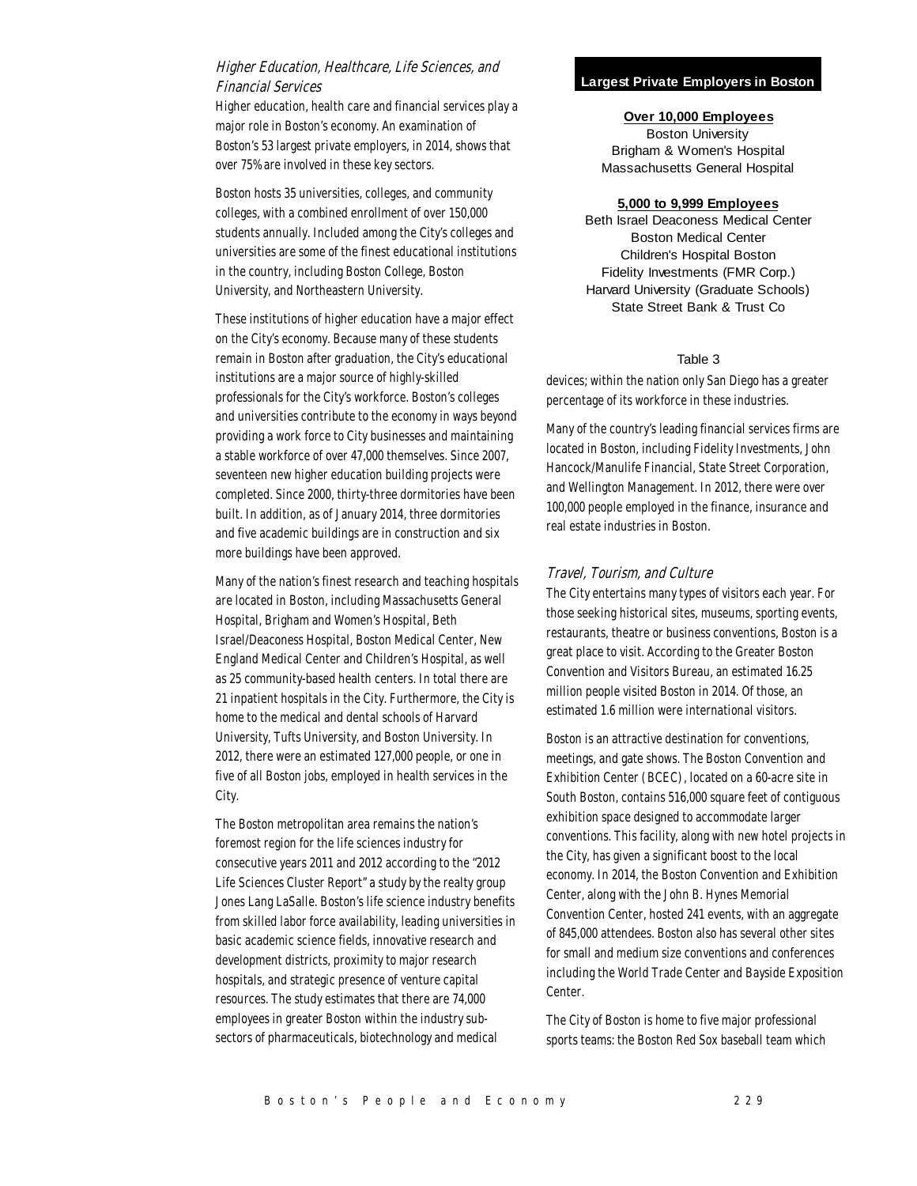## Higher Education, Healthcare, Life Sciences, and Financial Services

Higher education, health care and financial services play a major role in Boston's economy. An examination of Boston's 53 largest private employers, in 2014, shows that over 75% are involved in these key sectors.

Boston hosts 35 universities, colleges, and community colleges, with a combined enrollment of over 150,000 students annually. Included among the City's colleges and universities are some of the finest educational institutions in the country, including Boston College, Boston University, and Northeastern University.

These institutions of higher education have a major effect on the City's economy. Because many of these students remain in Boston after graduation, the City's educational institutions are a major source of highly-skilled professionals for the City's workforce. Boston's colleges and universities contribute to the economy in ways beyond providing a work force to City businesses and maintaining a stable workforce of over 47,000 themselves. Since 2007, seventeen new higher education building projects were completed. Since 2000, thirty-three dormitories have been built. In addition, as of January 2014, three dormitories and five academic buildings are in construction and six more buildings have been approved.

Many of the nation's finest research and teaching hospitals are located in Boston, including Massachusetts General Hospital, Brigham and Women's Hospital, Beth Israel/Deaconess Hospital, Boston Medical Center, New England Medical Center and Children's Hospital, as well as 25 community-based health centers. In total there are 21 inpatient hospitals in the City. Furthermore, the City is home to the medical and dental schools of Harvard University, Tufts University, and Boston University. In 2012, there were an estimated 127,000 people, or one in five of all Boston jobs, employed in health services in the City.

The Boston metropolitan area remains the nation's foremost region for the life sciences industry for consecutive years 2011 and 2012 according to the "2012 Life Sciences Cluster Report" a study by the realty group Jones Lang LaSalle. Boston's life science industry benefits from skilled labor force availability, leading universities in basic academic science fields, innovative research and development districts, proximity to major research hospitals, and strategic presence of venture capital resources. The study estimates that there are 74,000 employees in greater Boston within the industry sub-sectors of pharmaceuticals, biotechnology and medical devices; within the nation only San Diego has a greater percentage of its workforce in these industries.

**Largest Private Employers in Boston**

**Over 10,000 Employees**

Boston University
Brigham & Women's Hospital
Massachusetts General Hospital

**5,000 to 9,999 Employees**

Beth Israel Deaconess Medical Center
Boston Medical Center
Children's Hospital Boston
Fidelity Investments (FMR Corp.)
Harvard University (Graduate Schools)
State Street Bank & Trust Co

Table 3

Many of the country's leading financial services firms are located in Boston, including Fidelity Investments, John Hancock/Manulife Financial, State Street Corporation, and Wellington Management. In 2012, there were over 100,000 people employed in the finance, insurance and real estate industries in Boston.

## Travel, Tourism, and Culture

The City entertains many types of visitors each year. For those seeking historical sites, museums, sporting events, restaurants, theatre or business conventions, Boston is a great place to visit. According to the Greater Boston Convention and Visitors Bureau, an estimated 16.25 million people visited Boston in 2014. Of those, an estimated 1.6 million were international visitors.

Boston is an attractive destination for conventions, meetings, and gate shows. The Boston Convention and Exhibition Center (BCEC), located on a 60-acre site in South Boston, contains 516,000 square feet of contiguous exhibition space designed to accommodate larger conventions. This facility, along with new hotel projects in the City, has given a significant boost to the local economy. In 2014, the Boston Convention and Exhibition Center, along with the John B. Hynes Memorial Convention Center, hosted 241 events, with an aggregate of 845,000 attendees. Boston also has several other sites for small and medium size conventions and conferences including the World Trade Center and Bayside Exposition Center.

The City of Boston is home to five major professional sports teams: the Boston Red Sox baseball team which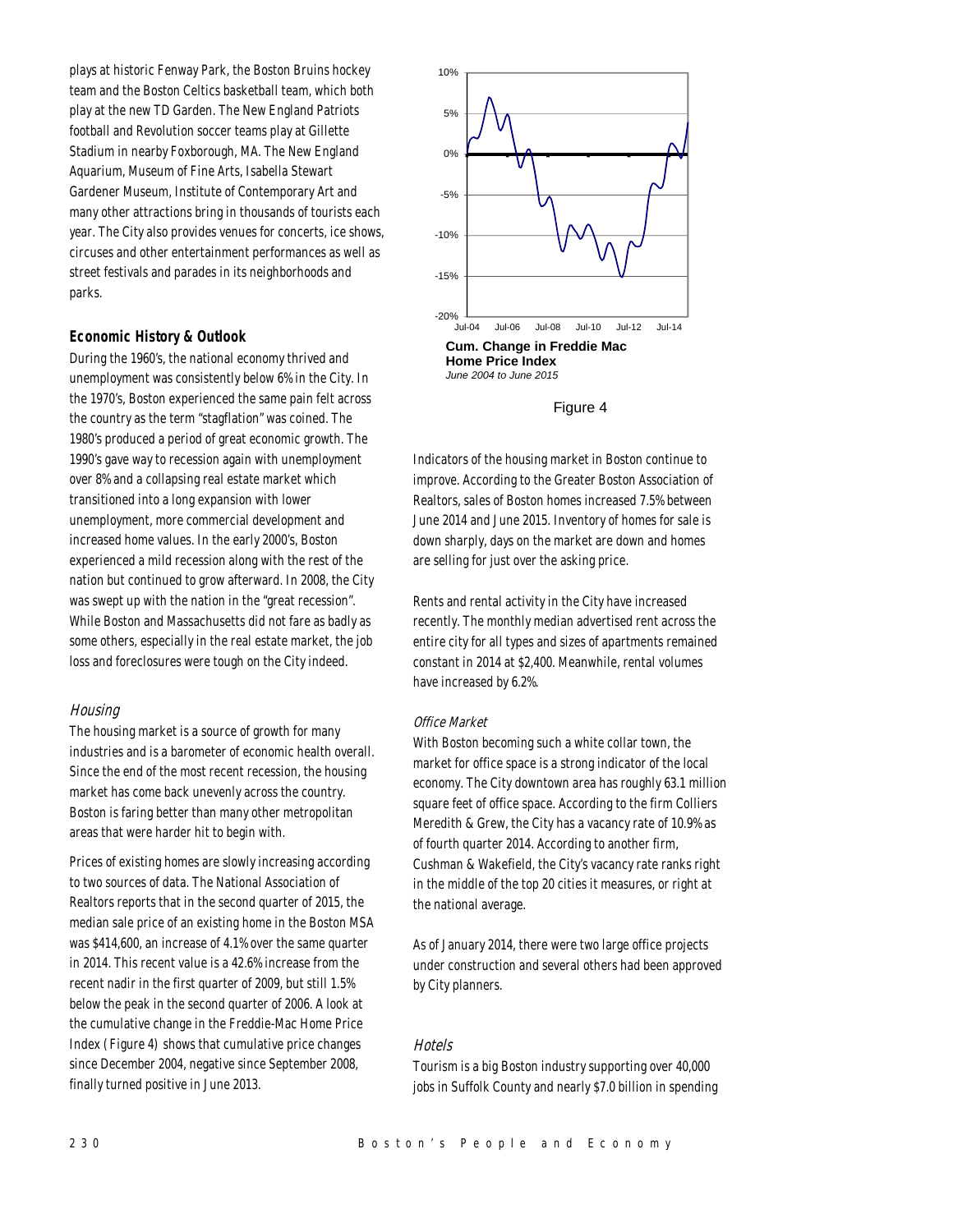plays at historic Fenway Park, the Boston Bruins hockey team and the Boston Celtics basketball team, which both play at the new TD Garden. The New England Patriots football and Revolution soccer teams play at Gillette Stadium in nearby Foxborough, MA. The New England Aquarium, Museum of Fine Arts, Isabella Stewart Gardener Museum, Institute of Contemporary Art and many other attractions bring in thousands of tourists each year. The City also provides venues for concerts, ice shows, circuses and other entertainment performances as well as street festivals and parades in its neighborhoods and parks.

### Economic History & Outlook

During the 1960's, the national economy thrived and unemployment was consistently below 6% in the City. In the 1970's, Boston experienced the same pain felt across the country as the term "stagflation" was coined. The 1980's produced a period of great economic growth. The 1990's gave way to recession again with unemployment over 8% and a collapsing real estate market which transitioned into a long expansion with lower unemployment, more commercial development and increased home values. In the early 2000's, Boston experienced a mild recession along with the rest of the nation but continued to grow afterward. In 2008, the City was swept up with the nation in the "great recession". While Boston and Massachusetts did not fare as badly as some others, especially in the real estate market, the job loss and foreclosures were tough on the City indeed.

#### *Housing*

The housing market is a source of growth for many industries and is a barometer of economic health overall. Since the end of the most recent recession, the housing market has come back unevenly across the country. Boston is faring better than many other metropolitan areas that were harder hit to begin with.

Prices of existing homes are slowly increasing according to two sources of data. The National Association of Realtors reports that in the second quarter of 2015, the median sale price of an existing home in the Boston MSA was $414,600, an increase of 4.1% over the same quarter in 2014. This recent value is a 42.6% increase from the recent nadir in the first quarter of 2009, but still 1.5% below the peak in the second quarter of 2006. A look at the cumulative change in the Freddie-Mac Home Price Index (Figure 4) shows that cumulative price changes since December 2004, negative since September 2008, finally turned positive in June 2013.

**Cum. Change in Freddie Mac Home Price Index**
*June 2004 to June 2015*

Figure 4

Indicators of the housing market in Boston continue to improve. According to the Greater Boston Association of Realtors, sales of Boston homes increased 7.5% between June 2014 and June 2015. Inventory of homes for sale is down sharply, days on the market are down and homes are selling for just over the asking price.

Rents and rental activity in the City have increased recently. The monthly median advertised rent across the entire city for all types and sizes of apartments remained constant in 2014 at $2,400. Meanwhile, rental volumes have increased by 6.2%.

#### *Office Market*

With Boston becoming such a white collar town, the market for office space is a strong indicator of the local economy. The City downtown area has roughly 63.1 million square feet of office space. According to the firm Colliers Meredith & Grew, the City has a vacancy rate of 10.9% as of fourth quarter 2014. According to another firm, Cushman & Wakefield, the City's vacancy rate ranks right in the middle of the top 20 cities it measures, or right at the national average.

As of January 2014, there were two large office projects under construction and several others had been approved by City planners.

#### *Hotels*

Tourism is a big Boston industry supporting over 40,000 jobs in Suffolk County and nearly $7.0 billion in spending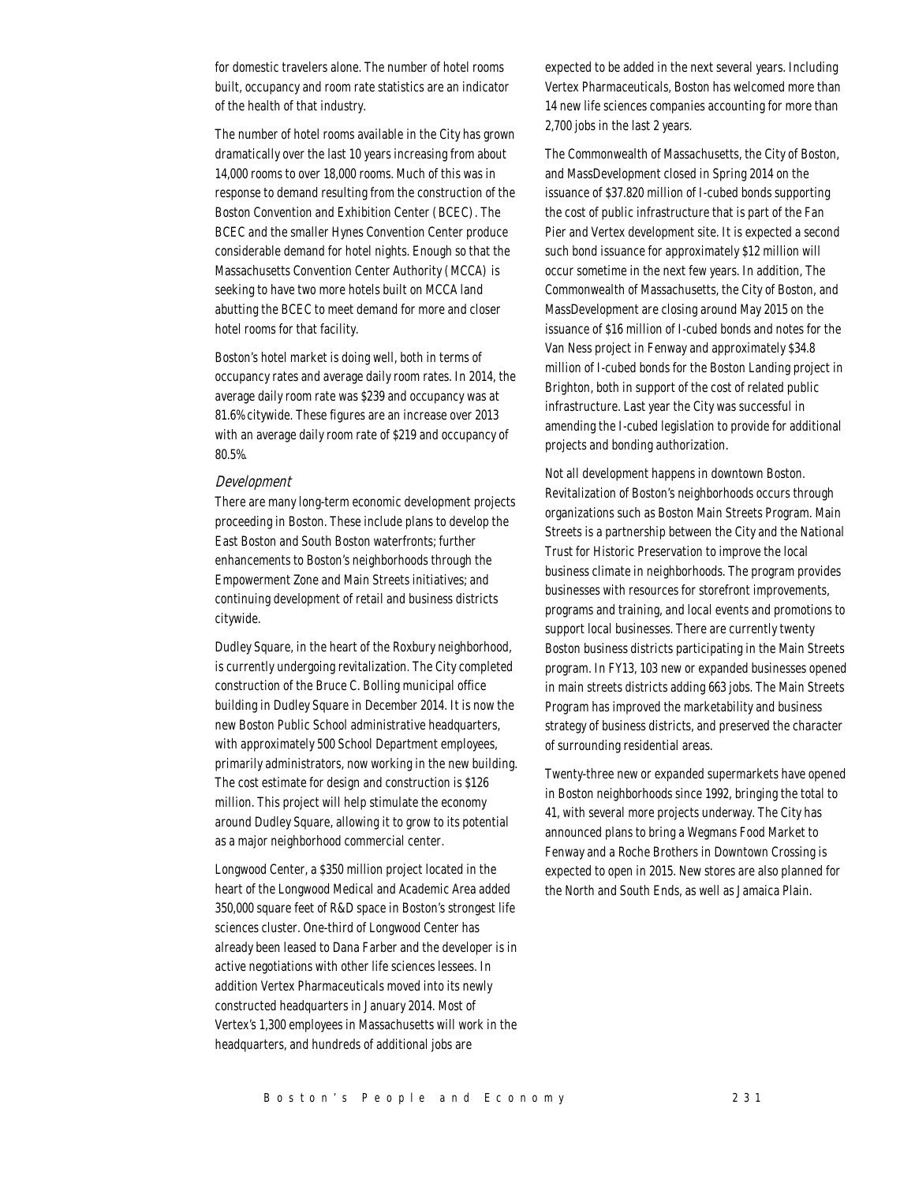for domestic travelers alone. The number of hotel rooms built, occupancy and room rate statistics are an indicator of the health of that industry.

The number of hotel rooms available in the City has grown dramatically over the last 10 years increasing from about 14,000 rooms to over 18,000 rooms. Much of this was in response to demand resulting from the construction of the Boston Convention and Exhibition Center (BCEC). The BCEC and the smaller Hynes Convention Center produce considerable demand for hotel nights. Enough so that the Massachusetts Convention Center Authority (MCCA) is seeking to have two more hotels built on MCCA land abutting the BCEC to meet demand for more and closer hotel rooms for that facility.

Boston's hotel market is doing well, both in terms of occupancy rates and average daily room rates. In 2014, the average daily room rate was $239 and occupancy was at 81.6% citywide. These figures are an increase over 2013 with an average daily room rate of $219 and occupancy of 80.5%.

### *Development*

There are many long-term economic development projects proceeding in Boston. These include plans to develop the East Boston and South Boston waterfronts; further enhancements to Boston's neighborhoods through the Empowerment Zone and Main Streets initiatives; and continuing development of retail and business districts citywide.

Dudley Square, in the heart of the Roxbury neighborhood, is currently undergoing revitalization. The City completed construction of the Bruce C. Bolling municipal office building in Dudley Square in December 2014. It is now the new Boston Public School administrative headquarters, with approximately 500 School Department employees, primarily administrators, now working in the new building. The cost estimate for design and construction is $126 million. This project will help stimulate the economy around Dudley Square, allowing it to grow to its potential as a major neighborhood commercial center.

Longwood Center, a $350 million project located in the heart of the Longwood Medical and Academic Area added 350,000 square feet of R&D space in Boston's strongest life sciences cluster. One-third of Longwood Center has already been leased to Dana Farber and the developer is in active negotiations with other life sciences lessees. In addition Vertex Pharmaceuticals moved into its newly constructed headquarters in January 2014. Most of Vertex's 1,300 employees in Massachusetts will work in the headquarters, and hundreds of additional jobs are expected to be added in the next several years. Including Vertex Pharmaceuticals, Boston has welcomed more than 14 new life sciences companies accounting for more than 2,700 jobs in the last 2 years.

The Commonwealth of Massachusetts, the City of Boston, and MassDevelopment closed in Spring 2014 on the issuance of $37.820 million of I-cubed bonds supporting the cost of public infrastructure that is part of the Fan Pier and Vertex development site. It is expected a second such bond issuance for approximately $12 million will occur sometime in the next few years. In addition, The Commonwealth of Massachusetts, the City of Boston, and MassDevelopment are closing around May 2015 on the issuance of $16 million of I-cubed bonds and notes for the Van Ness project in Fenway and approximately $34.8 million of I-cubed bonds for the Boston Landing project in Brighton, both in support of the cost of related public infrastructure. Last year the City was successful in amending the I-cubed legislation to provide for additional projects and bonding authorization.

Not all development happens in downtown Boston. Revitalization of Boston's neighborhoods occurs through organizations such as Boston Main Streets Program. Main Streets is a partnership between the City and the National Trust for Historic Preservation to improve the local business climate in neighborhoods. The program provides businesses with resources for storefront improvements, programs and training, and local events and promotions to support local businesses. There are currently twenty Boston business districts participating in the Main Streets program. In FY13, 103 new or expanded businesses opened in main streets districts adding 663 jobs. The Main Streets Program has improved the marketability and business strategy of business districts, and preserved the character of surrounding residential areas.

Twenty-three new or expanded supermarkets have opened in Boston neighborhoods since 1992, bringing the total to 41, with several more projects underway. The City has announced plans to bring a Wegmans Food Market to Fenway and a Roche Brothers in Downtown Crossing is expected to open in 2015. New stores are also planned for the North and South Ends, as well as Jamaica Plain.